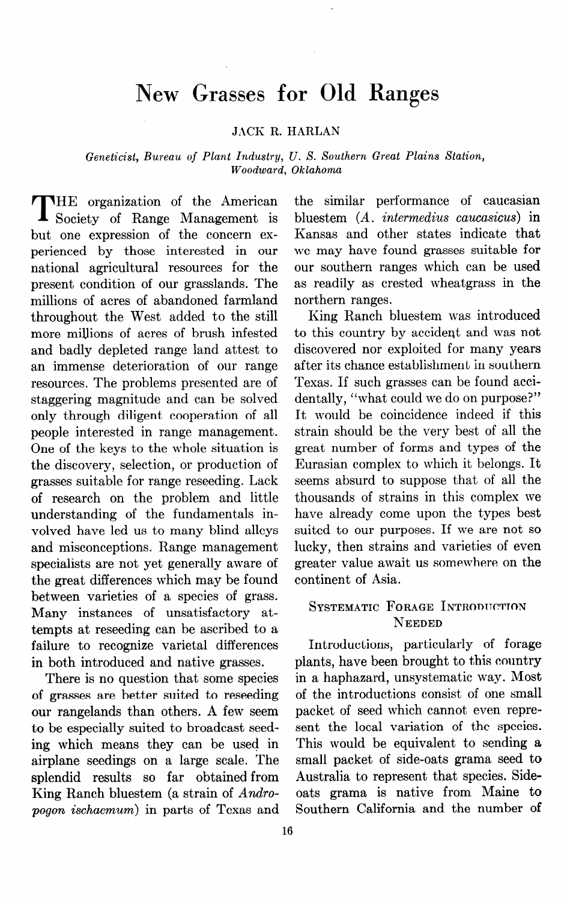# New Grasses for Old Ranges

JACK R. HARLAN

*Geneticist, Bureau of Plant Industry, U. S. Southern Great Plains Station, Woodward, Oklahoma*

THE organization of the American Society of Range Management is but one expression of the concern experienced by those interested in our national agricultural resources for the present condition of our grasslands. The millions of acres of abandoned farmland throughout the West added to the still more millions of acres of brush infested and badly depleted range land attest to an immense deterioration of our range resources. The problems presented are of staggering magnitude and can be solved only through diligent cooperation of all people interested in range management. One of the keys to the whole situation is the discovery, selection, or production of grasses suitable for range reseeding. Lack of research on the problem and little understanding of the fundamentals involved have led us to many blind alleys and misconceptions. Range management specialists are not yet generally aware of the great differences which may be found between varieties of a species of grass. Many instances of unsatisfactory attempts at reseeding can be ascribed to a failure to recognize varietal differences in both introduced and native grasses.

There is no question that some species of grasses are better suited to reseeding our rangelands than others. A few seem to be especially suited to broadcast seeding which means they can be used in airplane seedings on a large scale. The splendid results so far obtained from King Ranch bluestem (a strain of *Andropogon ischaemum*) in parts of Texas and the similar performance of caucasian bluestem (*A. intermedius caucasicus*) in Kansas and other states indicate that we may have found grasses suitable for our southern ranges which can be used as readily as crested wheatgrass in the northern ranges.

King Ranch bluestem was introduced to this country by accident and was not discovered nor exploited for many years after its chance establishment in southern Texas. If such grasses can be found accidentally, "what could we do on purpose?" It would be coincidence indeed if this strain should be the very best of all the great number of forms and types of the Eurasian complex to which it belongs. It seems absurd to suppose that of all the thousands of strains in this complex we have already come upon the types best suited to our purposes. If we are not so lucky, then strains and varieties of even greater value await us somewhere on the continent of Asia.

## Systematic Forage Introduction Needed

Introductions, particularly of forage plants, have been brought to this country in a haphazard, unsystematic way. Most of the introductions consist of one small packet of seed which cannot even represent the local variation of the species. This would be equivalent to sending a small packet of side-oats grama seed to Australia to represent that species. Side-oats grama is native from Maine to Southern California and the number of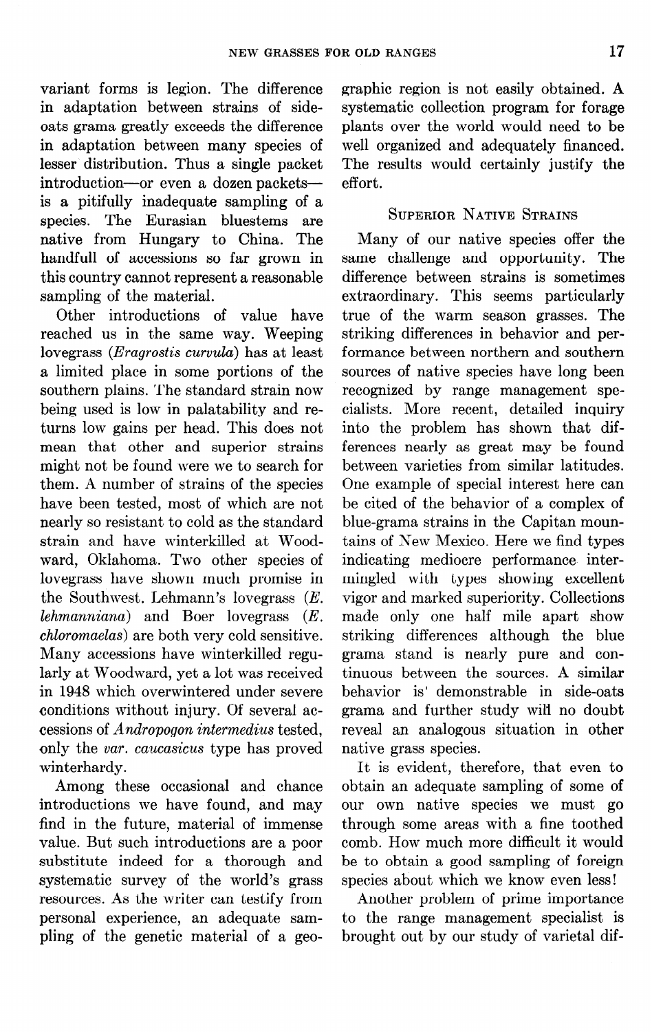variant forms is legion. The difference in adaptation between strains of side-oats grama greatly exceeds the difference in adaptation between many species of lesser distribution. Thus a single packet introduction—or even a dozen packets—is a pitifully inadequate sampling of a species. The Eurasian bluestems are native from Hungary to China. The handfull of accessions so far grown in this country cannot represent a reasonable sampling of the material.

Other introductions of value have reached us in the same way. Weeping lovegrass (*Eragrostis curvula*) has at least a limited place in some portions of the southern plains. The standard strain now being used is low in palatability and returns low gains per head. This does not mean that other and superior strains might not be found were we to search for them. A number of strains of the species have been tested, most of which are not nearly so resistant to cold as the standard strain and have winterkilled at Woodward, Oklahoma. Two other species of lovegrass have shown much promise in the Southwest. Lehmann's lovegrass (*E. lehmanniana*) and Boer lovegrass (*E. chloromaelas*) are both very cold sensitive. Many accessions have winterkilled regularly at Woodward, yet a lot was received in 1948 which overwintered under severe conditions without injury. Of several accessions of *Andropogon intermedius* tested, only the *var. caucasicus* type has proved winterhardy.

Among these occasional and chance introductions we have found, and may find in the future, material of immense value. But such introductions are a poor substitute indeed for a thorough and systematic survey of the world's grass resources. As the writer can testify from personal experience, an adequate sampling of the genetic material of a geographic region is not easily obtained. A systematic collection program for forage plants over the world would need to be well organized and adequately financed. The results would certainly justify the effort.

## Superior Native Strains

Many of our native species offer the same challenge and opportunity. The difference between strains is sometimes extraordinary. This seems particularly true of the warm season grasses. The striking differences in behavior and performance between northern and southern sources of native species have long been recognized by range management specialists. More recent, detailed inquiry into the problem has shown that differences nearly as great may be found between varieties from similar latitudes. One example of special interest here can be cited of the behavior of a complex of blue-grama strains in the Capitan mountains of New Mexico. Here we find types indicating mediocre performance intermingled with types showing excellent vigor and marked superiority. Collections made only one half mile apart show striking differences although the blue grama stand is nearly pure and continuous between the sources. A similar behavior is demonstrable in side-oats grama and further study will no doubt reveal an analogous situation in other native grass species.

It is evident, therefore, that even to obtain an adequate sampling of some of our own native species we must go through some areas with a fine toothed comb. How much more difficult it would be to obtain a good sampling of foreign species about which we know even less!

Another problem of prime importance to the range management specialist is brought out by our study of varietal dif-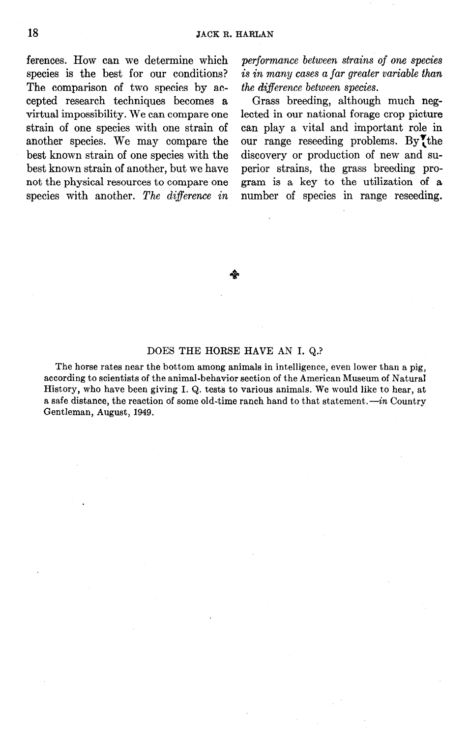ferences. How can we determine which species is the best for our conditions? The comparison of two species by accepted research techniques becomes a virtual impossibility. We can compare one strain of one species with one strain of another species. We may compare the best known strain of one species with the best known strain of another, but we have not the physical resources to compare one species with another. *The difference in performance between strains of one species is in many cases a far greater variable than the difference between species.*

Grass breeding, although much neglected in our national forage crop picture can play a vital and important role in our range reseeding problems. By the discovery or production of new and superior strains, the grass breeding program is a key to the utilization of a number of species in range reseeding.

## DOES THE HORSE HAVE AN I. Q.?

The horse rates near the bottom among animals in intelligence, even lower than a pig, according to scientists of the animal-behavior section of the American Museum of Natural History, who have been giving I. Q. tests to various animals. We would like to hear, at a safe distance, the reaction of some old-time ranch hand to that statement.—*in* Country Gentleman, August, 1949.